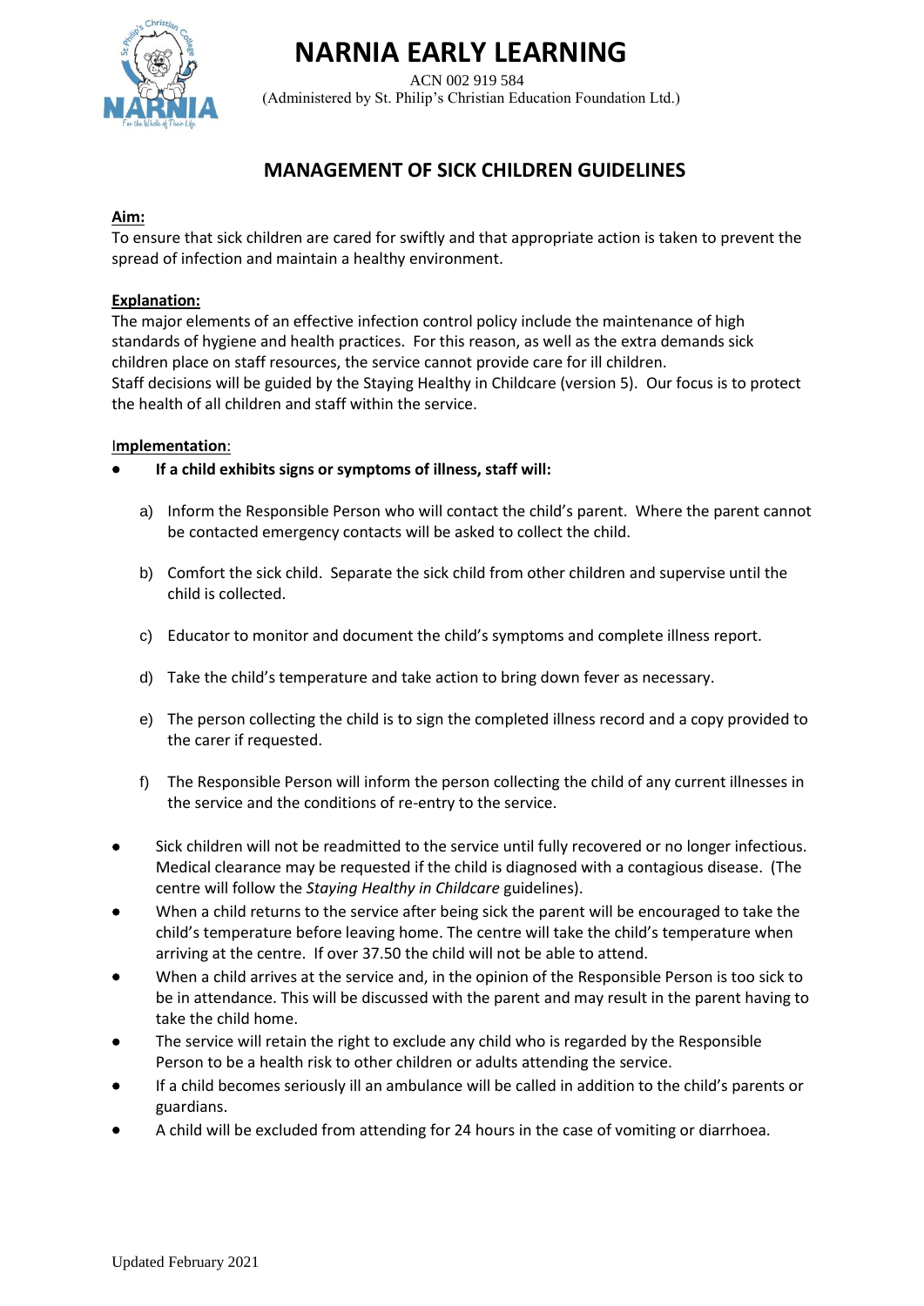# NARNIA EARLY LEARNING

ACN 002 919 584
(Administered by St. Philip's Christian Education Foundation Ltd.)

## MANAGEMENT OF SICK CHILDREN GUIDELINES

**Aim:**

To ensure that sick children are cared for swiftly and that appropriate action is taken to prevent the spread of infection and maintain a healthy environment.

**Explanation:**

The major elements of an effective infection control policy include the maintenance of high standards of hygiene and health practices. For this reason, as well as the extra demands sick children place on staff resources, the service cannot provide care for ill children.
Staff decisions will be guided by the Staying Healthy in Childcare (version 5). Our focus is to protect the health of all children and staff within the service.

**Implementation**:

- **If a child exhibits signs or symptoms of illness, staff will:**

  a) Inform the Responsible Person who will contact the child's parent. Where the parent cannot be contacted emergency contacts will be asked to collect the child.

  b) Comfort the sick child. Separate the sick child from other children and supervise until the child is collected.

  c) Educator to monitor and document the child's symptoms and complete illness report.

  d) Take the child's temperature and take action to bring down fever as necessary.

  e) The person collecting the child is to sign the completed illness record and a copy provided to the carer if requested.

  f) The Responsible Person will inform the person collecting the child of any current illnesses in the service and the conditions of re-entry to the service.

- Sick children will not be readmitted to the service until fully recovered or no longer infectious. Medical clearance may be requested if the child is diagnosed with a contagious disease. (The centre will follow the *Staying Healthy in Childcare* guidelines).
- When a child returns to the service after being sick the parent will be encouraged to take the child's temperature before leaving home. The centre will take the child's temperature when arriving at the centre. If over 37.50 the child will not be able to attend.
- When a child arrives at the service and, in the opinion of the Responsible Person is too sick to be in attendance. This will be discussed with the parent and may result in the parent having to take the child home.
- The service will retain the right to exclude any child who is regarded by the Responsible Person to be a health risk to other children or adults attending the service.
- If a child becomes seriously ill an ambulance will be called in addition to the child's parents or guardians.
- A child will be excluded from attending for 24 hours in the case of vomiting or diarrhoea.

Updated February 2021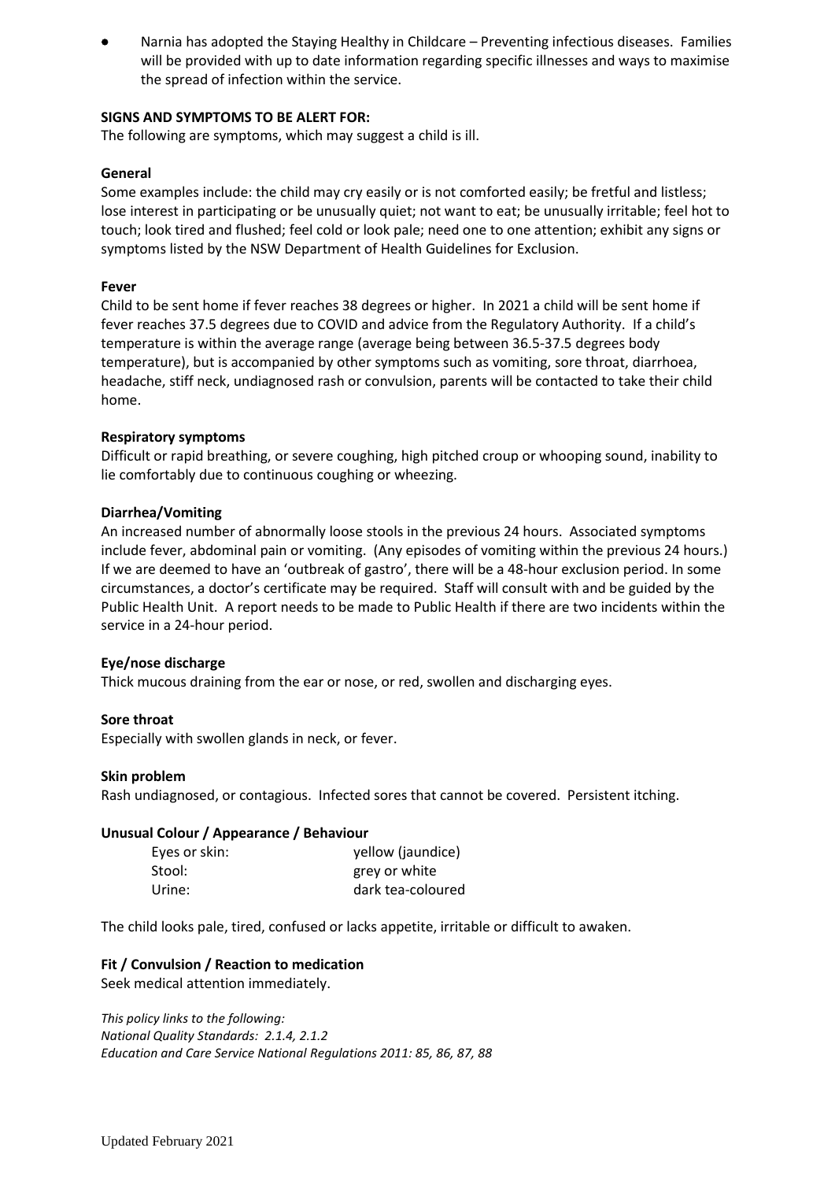- Narnia has adopted the Staying Healthy in Childcare – Preventing infectious diseases. Families will be provided with up to date information regarding specific illnesses and ways to maximise the spread of infection within the service.

**SIGNS AND SYMPTOMS TO BE ALERT FOR:**

The following are symptoms, which may suggest a child is ill.

**General**

Some examples include: the child may cry easily or is not comforted easily; be fretful and listless; lose interest in participating or be unusually quiet; not want to eat; be unusually irritable; feel hot to touch; look tired and flushed; feel cold or look pale; need one to one attention; exhibit any signs or symptoms listed by the NSW Department of Health Guidelines for Exclusion.

**Fever**

Child to be sent home if fever reaches 38 degrees or higher. In 2021 a child will be sent home if fever reaches 37.5 degrees due to COVID and advice from the Regulatory Authority. If a child's temperature is within the average range (average being between 36.5-37.5 degrees body temperature), but is accompanied by other symptoms such as vomiting, sore throat, diarrhoea, headache, stiff neck, undiagnosed rash or convulsion, parents will be contacted to take their child home.

**Respiratory symptoms**

Difficult or rapid breathing, or severe coughing, high pitched croup or whooping sound, inability to lie comfortably due to continuous coughing or wheezing.

**Diarrhea/Vomiting**

An increased number of abnormally loose stools in the previous 24 hours. Associated symptoms include fever, abdominal pain or vomiting. (Any episodes of vomiting within the previous 24 hours.) If we are deemed to have an 'outbreak of gastro', there will be a 48-hour exclusion period. In some circumstances, a doctor's certificate may be required. Staff will consult with and be guided by the Public Health Unit. A report needs to be made to Public Health if there are two incidents within the service in a 24-hour period.

**Eye/nose discharge**

Thick mucous draining from the ear or nose, or red, swollen and discharging eyes.

**Sore throat**

Especially with swollen glands in neck, or fever.

**Skin problem**

Rash undiagnosed, or contagious. Infected sores that cannot be covered. Persistent itching.

**Unusual Colour / Appearance / Behaviour**

| | |
|---|---|
| Eyes or skin: | yellow (jaundice) |
| Stool: | grey or white |
| Urine: | dark tea-coloured |

The child looks pale, tired, confused or lacks appetite, irritable or difficult to awaken.

**Fit / Convulsion / Reaction to medication**

Seek medical attention immediately.

*This policy links to the following:*
*National Quality Standards: 2.1.4, 2.1.2*
*Education and Care Service National Regulations 2011: 85, 86, 87, 88*

Updated February 2021